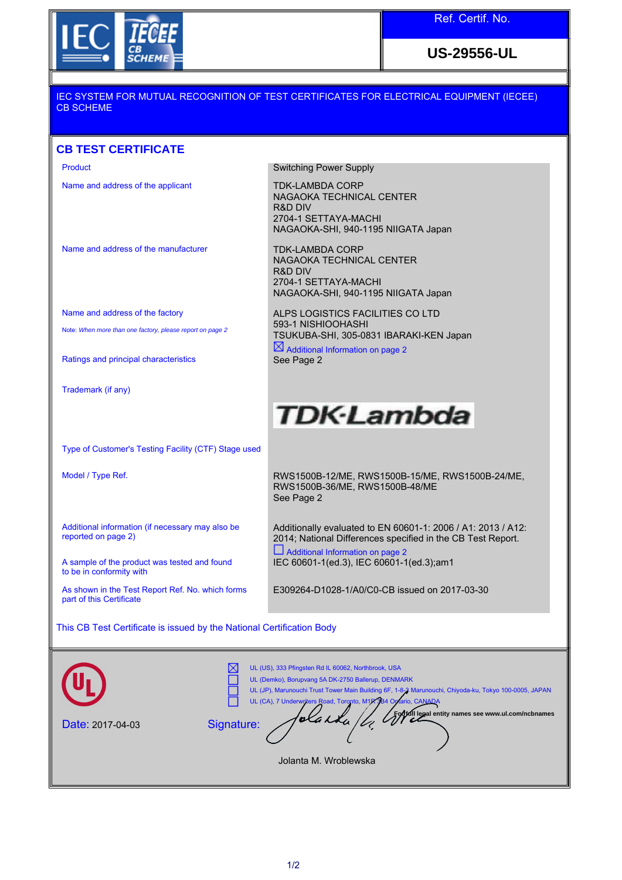IEC IECEE CB SCHEME

| Ref. Certif. No. |
| --- |
| US-29556-UL |

IEC SYSTEM FOR MUTUAL RECOGNITION OF TEST CERTIFICATES FOR ELECTRICAL EQUIPMENT (IECEE) CB SCHEME

## CB TEST CERTIFICATE

| | |
| --- | --- |
| Product | Switching Power Supply |
| Name and address of the applicant | TDK-LAMBDA CORP<br>NAGAOKA TECHNICAL CENTER<br>R&D DIV<br>2704-1 SETTAYA-MACHI<br>NAGAOKA-SHI, 940-1195 NIIGATA Japan |
| Name and address of the manufacturer | TDK-LAMBDA CORP<br>NAGAOKA TECHNICAL CENTER<br>R&D DIV<br>2704-1 SETTAYA-MACHI<br>NAGAOKA-SHI, 940-1195 NIIGATA Japan |
| Name and address of the factory<br>Note: *When more than one factory, please report on page 2* | ALPS LOGISTICS FACILITIES CO LTD<br>593-1 NISHIOOHASHI<br>TSUKUBA-SHI, 305-0831 IBARAKI-KEN Japan<br>☒ Additional Information on page 2 |
| Ratings and principal characteristics | See Page 2 |
| Trademark (if any) | TDK-Lambda |
| Type of Customer's Testing Facility (CTF) Stage used | |
| Model / Type Ref. | RWS1500B-12/ME, RWS1500B-15/ME, RWS1500B-24/ME, RWS1500B-36/ME, RWS1500B-48/ME<br>See Page 2 |
| Additional information (if necessary may also be reported on page 2) | Additionally evaluated to EN 60601-1: 2006 / A1: 2013 / A12: 2014; National Differences specified in the CB Test Report.<br>☐ Additional Information on page 2 |
| A sample of the product was tested and found to be in conformity with | IEC 60601-1(ed.3), IEC 60601-1(ed.3);am1 |
| As shown in the Test Report Ref. No. which forms part of this Certificate | E309264-D1028-1/A0/C0-CB issued on 2017-03-30 |

This CB Test Certificate is issued by the National Certification Body

☒ UL (US), 333 Pfingsten Rd IL 60062, Northbrook, USA
☐ UL (Demko), Borupvang 5A DK-2750 Ballerup, DENMARK
☐ UL (JP), Marunouchi Trust Tower Main Building 6F, 1-8-3 Marunouchi, Chiyoda-ku, Tokyo 100-0005, JAPAN
☐ UL (CA), 7 Underwriters Road, Toronto, M1R 3B4 Ontario, CANADA

**For full legal entity names see www.ul.com/ncbnames**

Date: 2017-04-03

Signature:

Jolanta M. Wroblewska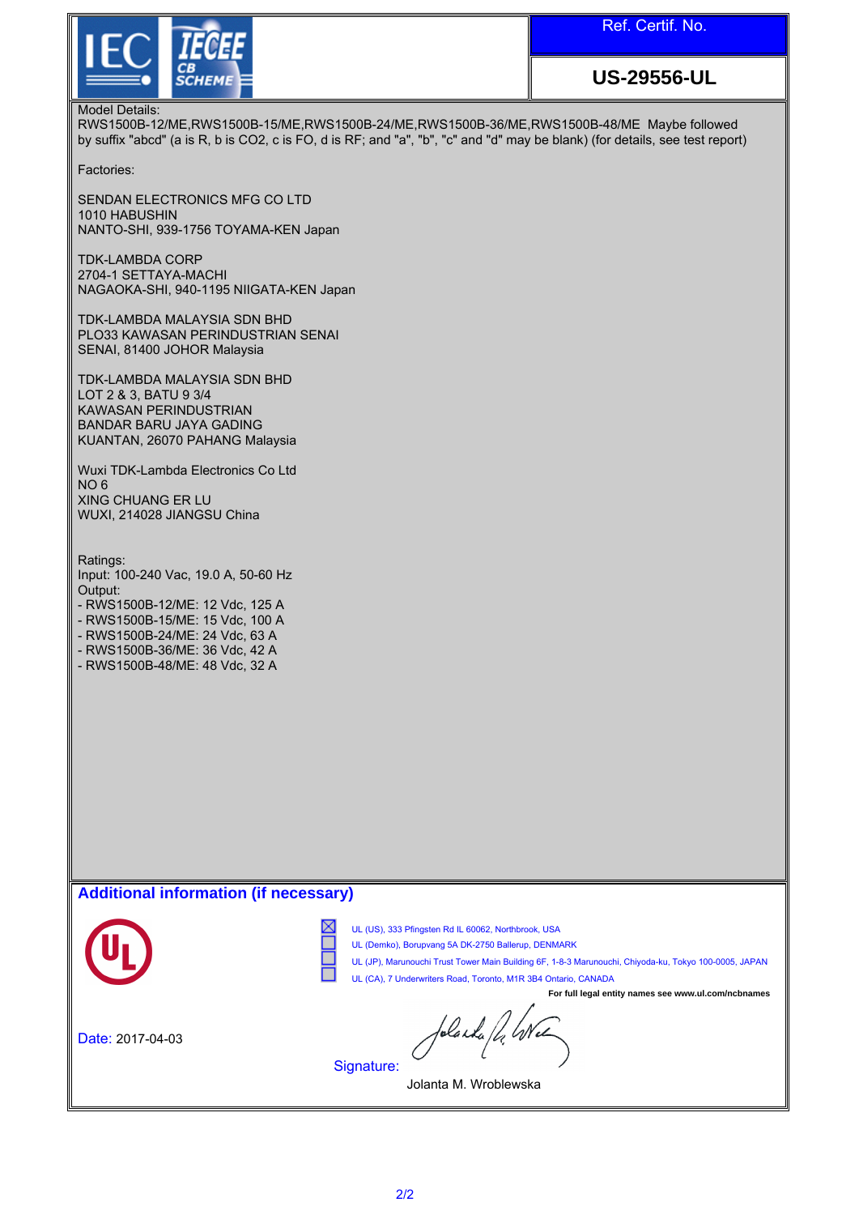Ref. Certif. No.

**US-29556-UL**

Model Details:
RWS1500B-12/ME,RWS1500B-15/ME,RWS1500B-24/ME,RWS1500B-36/ME,RWS1500B-48/ME Maybe followed by suffix "abcd" (a is R, b is CO2, c is FO, d is RF; and "a", "b", "c" and "d" may be blank) (for details, see test report)

Factories:

SENDAN ELECTRONICS MFG CO LTD
1010 HABUSHIN
NANTO-SHI, 939-1756 TOYAMA-KEN Japan

TDK-LAMBDA CORP
2704-1 SETTAYA-MACHI
NAGAOKA-SHI, 940-1195 NIIGATA-KEN Japan

TDK-LAMBDA MALAYSIA SDN BHD
PLO33 KAWASAN PERINDUSTRIAN SENAI
SENAI, 81400 JOHOR Malaysia

TDK-LAMBDA MALAYSIA SDN BHD
LOT 2 & 3, BATU 9 3/4
KAWASAN PERINDUSTRIAN
BANDAR BARU JAYA GADING
KUANTAN, 26070 PAHANG Malaysia

Wuxi TDK-Lambda Electronics Co Ltd
NO 6
XING CHUANG ER LU
WUXI, 214028 JIANGSU China

Ratings:
Input: 100-240 Vac, 19.0 A, 50-60 Hz
Output:
- RWS1500B-12/ME: 12 Vdc, 125 A
- RWS1500B-15/ME: 15 Vdc, 100 A
- RWS1500B-24/ME: 24 Vdc, 63 A
- RWS1500B-36/ME: 36 Vdc, 42 A
- RWS1500B-48/ME: 48 Vdc, 32 A

## Additional information (if necessary)

- [x] UL (US), 333 Pfingsten Rd IL 60062, Northbrook, USA
- [ ] UL (Demko), Borupvang 5A DK-2750 Ballerup, DENMARK
- [ ] UL (JP), Marunouchi Trust Tower Main Building 6F, 1-8-3 Marunouchi, Chiyoda-ku, Tokyo 100-0005, JAPAN
- [ ] UL (CA), 7 Underwriters Road, Toronto, M1R 3B4 Ontario, CANADA

**For full legal entity names see www.ul.com/ncbnames**

Date: 2017-04-03

Signature:

Jolanta M. Wroblewska